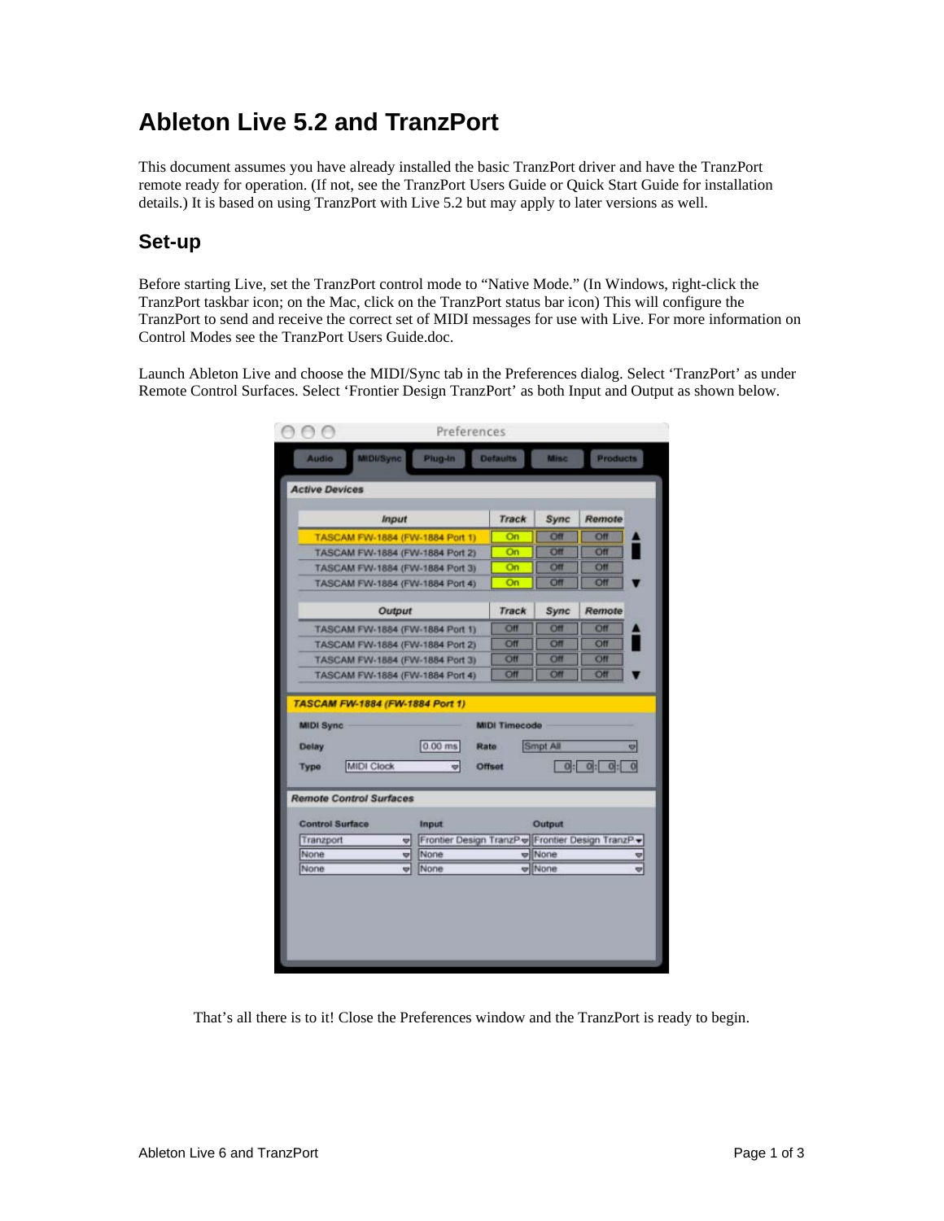# Ableton Live 5.2 and TranzPort

This document assumes you have already installed the basic TranzPort driver and have the TranzPort remote ready for operation. (If not, see the TranzPort Users Guide or Quick Start Guide for installation details.) It is based on using TranzPort with Live 5.2 but may apply to later versions as well.

## Set-up

Before starting Live, set the TranzPort control mode to "Native Mode." (In Windows, right-click the TranzPort taskbar icon; on the Mac, click on the TranzPort status bar icon) This will configure the TranzPort to send and receive the correct set of MIDI messages for use with Live. For more information on Control Modes see the TranzPort Users Guide.doc.

Launch Ableton Live and choose the MIDI/Sync tab in the Preferences dialog. Select 'TranzPort' as under Remote Control Surfaces. Select 'Frontier Design TranzPort' as both Input and Output as shown below.

That's all there is to it! Close the Preferences window and the TranzPort is ready to begin.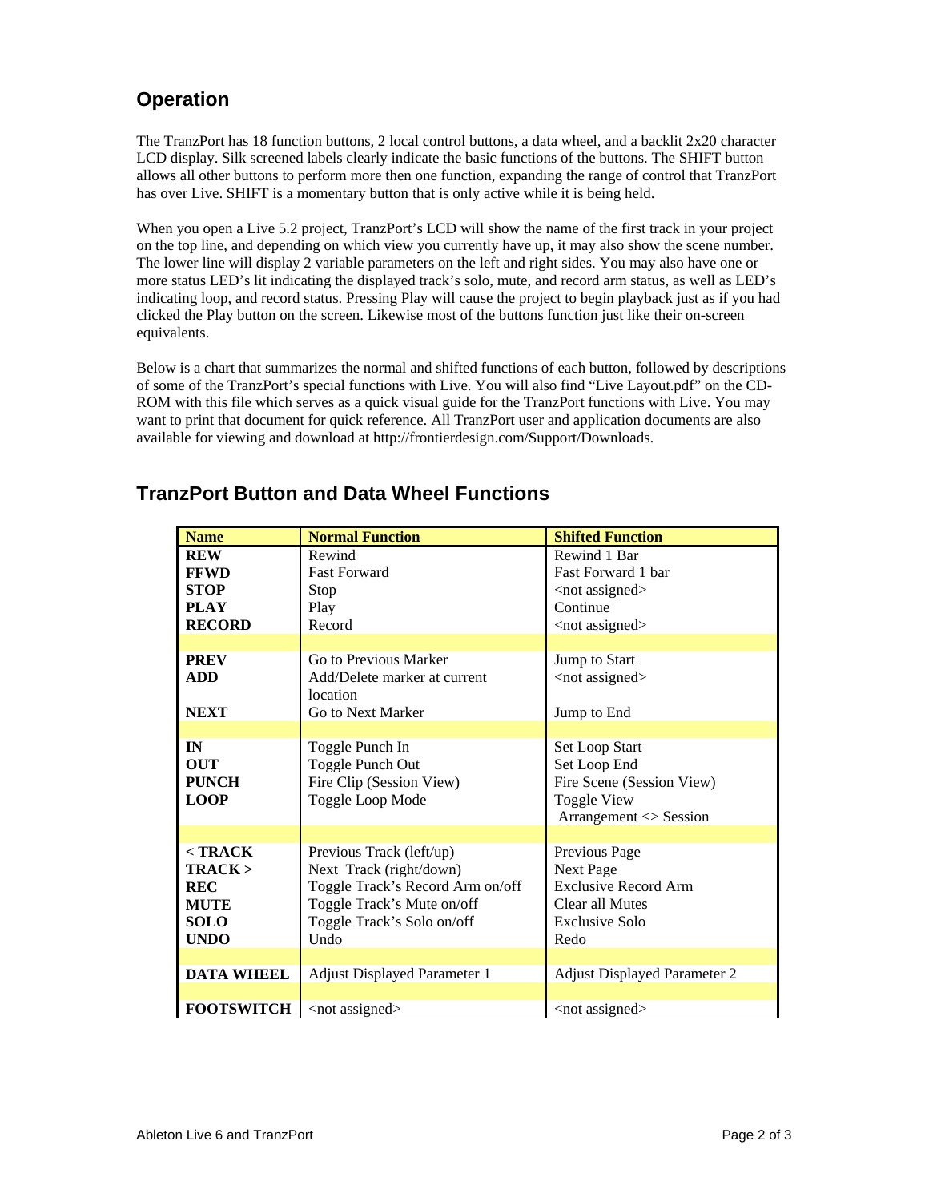## Operation

The TranzPort has 18 function buttons, 2 local control buttons, a data wheel, and a backlit 2x20 character LCD display. Silk screened labels clearly indicate the basic functions of the buttons. The SHIFT button allows all other buttons to perform more then one function, expanding the range of control that TranzPort has over Live. SHIFT is a momentary button that is only active while it is being held.

When you open a Live 5.2 project, TranzPort's LCD will show the name of the first track in your project on the top line, and depending on which view you currently have up, it may also show the scene number. The lower line will display 2 variable parameters on the left and right sides. You may also have one or more status LED's lit indicating the displayed track's solo, mute, and record arm status, as well as LED's indicating loop, and record status. Pressing Play will cause the project to begin playback just as if you had clicked the Play button on the screen. Likewise most of the buttons function just like their on-screen equivalents.

Below is a chart that summarizes the normal and shifted functions of each button, followed by descriptions of some of the TranzPort's special functions with Live. You will also find "Live Layout.pdf" on the CD-ROM with this file which serves as a quick visual guide for the TranzPort functions with Live. You may want to print that document for quick reference. All TranzPort user and application documents are also available for viewing and download at http://frontierdesign.com/Support/Downloads.

## TranzPort Button and Data Wheel Functions

| Name | Normal Function | Shifted Function |
|---|---|---|
| **REW** | Rewind | Rewind 1 Bar |
| **FFWD** | Fast Forward | Fast Forward 1 bar |
| **STOP** | Stop | <not assigned> |
| **PLAY** | Play | Continue |
| **RECORD** | Record | <not assigned> |
| | | |
| **PREV** | Go to Previous Marker | Jump to Start |
| **ADD** | Add/Delete marker at current location | <not assigned> |
| **NEXT** | Go to Next Marker | Jump to End |
| | | |
| **IN** | Toggle Punch In | Set Loop Start |
| **OUT** | Toggle Punch Out | Set Loop End |
| **PUNCH** | Fire Clip (Session View) | Fire Scene (Session View) |
| **LOOP** | Toggle Loop Mode | Toggle View Arrangement <> Session |
| | | |
| **< TRACK** | Previous Track (left/up) | Previous Page |
| **TRACK >** | Next Track (right/down) | Next Page |
| **REC** | Toggle Track's Record Arm on/off | Exclusive Record Arm |
| **MUTE** | Toggle Track's Mute on/off | Clear all Mutes |
| **SOLO** | Toggle Track's Solo on/off | Exclusive Solo |
| **UNDO** | Undo | Redo |
| | | |
| **DATA WHEEL** | Adjust Displayed Parameter 1 | Adjust Displayed Parameter 2 |
| | | |
| **FOOTSWITCH** | <not assigned> | <not assigned> |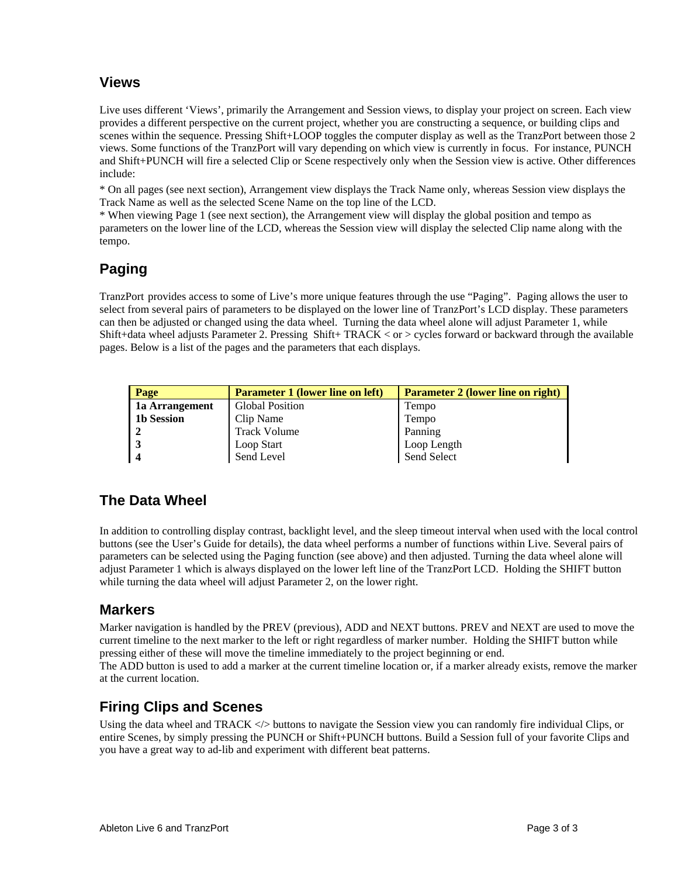## Views

Live uses different 'Views', primarily the Arrangement and Session views, to display your project on screen. Each view provides a different perspective on the current project, whether you are constructing a sequence, or building clips and scenes within the sequence. Pressing Shift+LOOP toggles the computer display as well as the TranzPort between those 2 views. Some functions of the TranzPort will vary depending on which view is currently in focus. For instance, PUNCH and Shift+PUNCH will fire a selected Clip or Scene respectively only when the Session view is active. Other differences include:

* On all pages (see next section), Arrangement view displays the Track Name only, whereas Session view displays the Track Name as well as the selected Scene Name on the top line of the LCD.
* When viewing Page 1 (see next section), the Arrangement view will display the global position and tempo as parameters on the lower line of the LCD, whereas the Session view will display the selected Clip name along with the tempo.

## Paging

TranzPort provides access to some of Live's more unique features through the use "Paging". Paging allows the user to select from several pairs of parameters to be displayed on the lower line of TranzPort's LCD display. These parameters can then be adjusted or changed using the data wheel. Turning the data wheel alone will adjust Parameter 1, while Shift+data wheel adjusts Parameter 2. Pressing Shift+ TRACK < or > cycles forward or backward through the available pages. Below is a list of the pages and the parameters that each displays.

| Page | Parameter 1 (lower line on left) | Parameter 2 (lower line on right) |
|---|---|---|
| **1a Arrangement** | Global Position | Tempo |
| **1b Session** | Clip Name | Tempo |
| **2** | Track Volume | Panning |
| **3** | Loop Start | Loop Length |
| **4** | Send Level | Send Select |

## The Data Wheel

In addition to controlling display contrast, backlight level, and the sleep timeout interval when used with the local control buttons (see the User's Guide for details), the data wheel performs a number of functions within Live. Several pairs of parameters can be selected using the Paging function (see above) and then adjusted. Turning the data wheel alone will adjust Parameter 1 which is always displayed on the lower left line of the TranzPort LCD. Holding the SHIFT button while turning the data wheel will adjust Parameter 2, on the lower right.

## Markers

Marker navigation is handled by the PREV (previous), ADD and NEXT buttons. PREV and NEXT are used to move the current timeline to the next marker to the left or right regardless of marker number. Holding the SHIFT button while pressing either of these will move the timeline immediately to the project beginning or end.
The ADD button is used to add a marker at the current timeline location or, if a marker already exists, remove the marker at the current location.

## Firing Clips and Scenes

Using the data wheel and TRACK </> buttons to navigate the Session view you can randomly fire individual Clips, or entire Scenes, by simply pressing the PUNCH or Shift+PUNCH buttons. Build a Session full of your favorite Clips and you have a great way to ad-lib and experiment with different beat patterns.